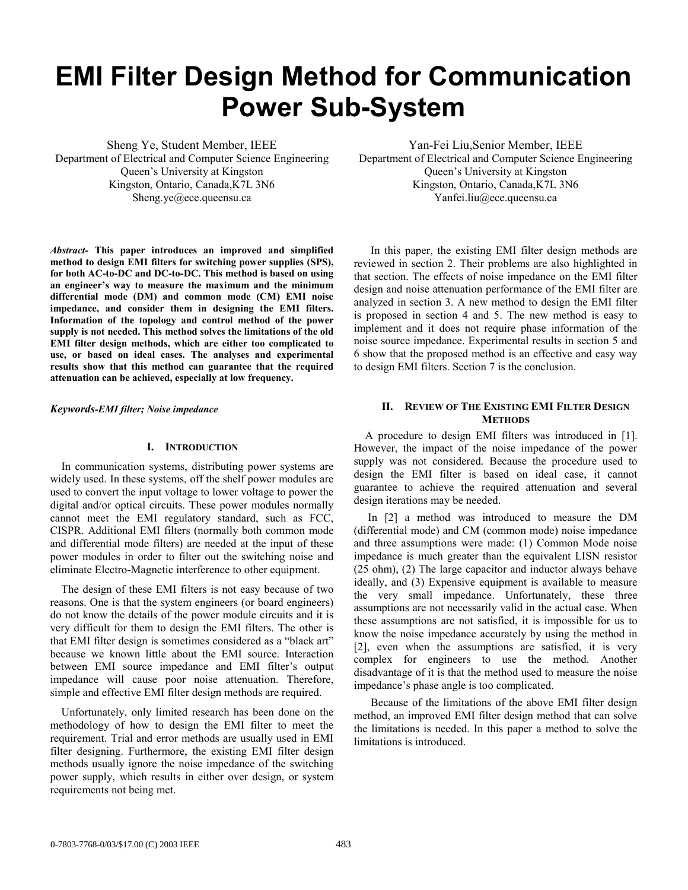# EMI Filter Design Method for Communication Power Sub-System

Sheng Ye, Student Member, IEEE
Department of Electrical and Computer Science Engineering
Queen's University at Kingston
Kingston, Ontario, Canada,K7L 3N6
Sheng.ye@ece.queensu.ca

Yan-Fei Liu,Senior Member, IEEE
Department of Electrical and Computer Science Engineering
Queen's University at Kingston
Kingston, Ontario, Canada,K7L 3N6
Yanfei.liu@ece.queensu.ca

***Abstract*- This paper introduces an improved and simplified method to design EMI filters for switching power supplies (SPS), for both AC-to-DC and DC-to-DC. This method is based on using an engineer's way to measure the maximum and the minimum differential mode (DM) and common mode (CM) EMI noise impedance, and consider them in designing the EMI filters. Information of the topology and control method of the power supply is not needed. This method solves the limitations of the old EMI filter design methods, which are either too complicated to use, or based on ideal cases. The analyses and experimental results show that this method can guarantee that the required attenuation can be achieved, especially at low frequency.**

***Keywords-EMI filter; Noise impedance***

## I. Introduction

In communication systems, distributing power systems are widely used. In these systems, off the shelf power modules are used to convert the input voltage to lower voltage to power the digital and/or optical circuits. These power modules normally cannot meet the EMI regulatory standard, such as FCC, CISPR. Additional EMI filters (normally both common mode and differential mode filters) are needed at the input of these power modules in order to filter out the switching noise and eliminate Electro-Magnetic interference to other equipment.

The design of these EMI filters is not easy because of two reasons. One is that the system engineers (or board engineers) do not know the details of the power module circuits and it is very difficult for them to design the EMI filters. The other is that EMI filter design is sometimes considered as a "black art" because we known little about the EMI source. Interaction between EMI source impedance and EMI filter's output impedance will cause poor noise attenuation. Therefore, simple and effective EMI filter design methods are required.

Unfortunately, only limited research has been done on the methodology of how to design the EMI filter to meet the requirement. Trial and error methods are usually used in EMI filter designing. Furthermore, the existing EMI filter design methods usually ignore the noise impedance of the switching power supply, which results in either over design, or system requirements not being met.

In this paper, the existing EMI filter design methods are reviewed in section 2. Their problems are also highlighted in that section. The effects of noise impedance on the EMI filter design and noise attenuation performance of the EMI filter are analyzed in section 3. A new method to design the EMI filter is proposed in section 4 and 5. The new method is easy to implement and it does not require phase information of the noise source impedance. Experimental results in section 5 and 6 show that the proposed method is an effective and easy way to design EMI filters. Section 7 is the conclusion.

## II. Review of The Existing EMI Filter Design Methods

A procedure to design EMI filters was introduced in [1]. However, the impact of the noise impedance of the power supply was not considered. Because the procedure used to design the EMI filter is based on ideal case, it cannot guarantee to achieve the required attenuation and several design iterations may be needed.

In [2] a method was introduced to measure the DM (differential mode) and CM (common mode) noise impedance and three assumptions were made: (1) Common Mode noise impedance is much greater than the equivalent LISN resistor (25 ohm), (2) The large capacitor and inductor always behave ideally, and (3) Expensive equipment is available to measure the very small impedance. Unfortunately, these three assumptions are not necessarily valid in the actual case. When these assumptions are not satisfied, it is impossible for us to know the noise impedance accurately by using the method in [2], even when the assumptions are satisfied, it is very complex for engineers to use the method. Another disadvantage of it is that the method used to measure the noise impedance's phase angle is too complicated.

Because of the limitations of the above EMI filter design method, an improved EMI filter design method that can solve the limitations is needed. In this paper a method to solve the limitations is introduced.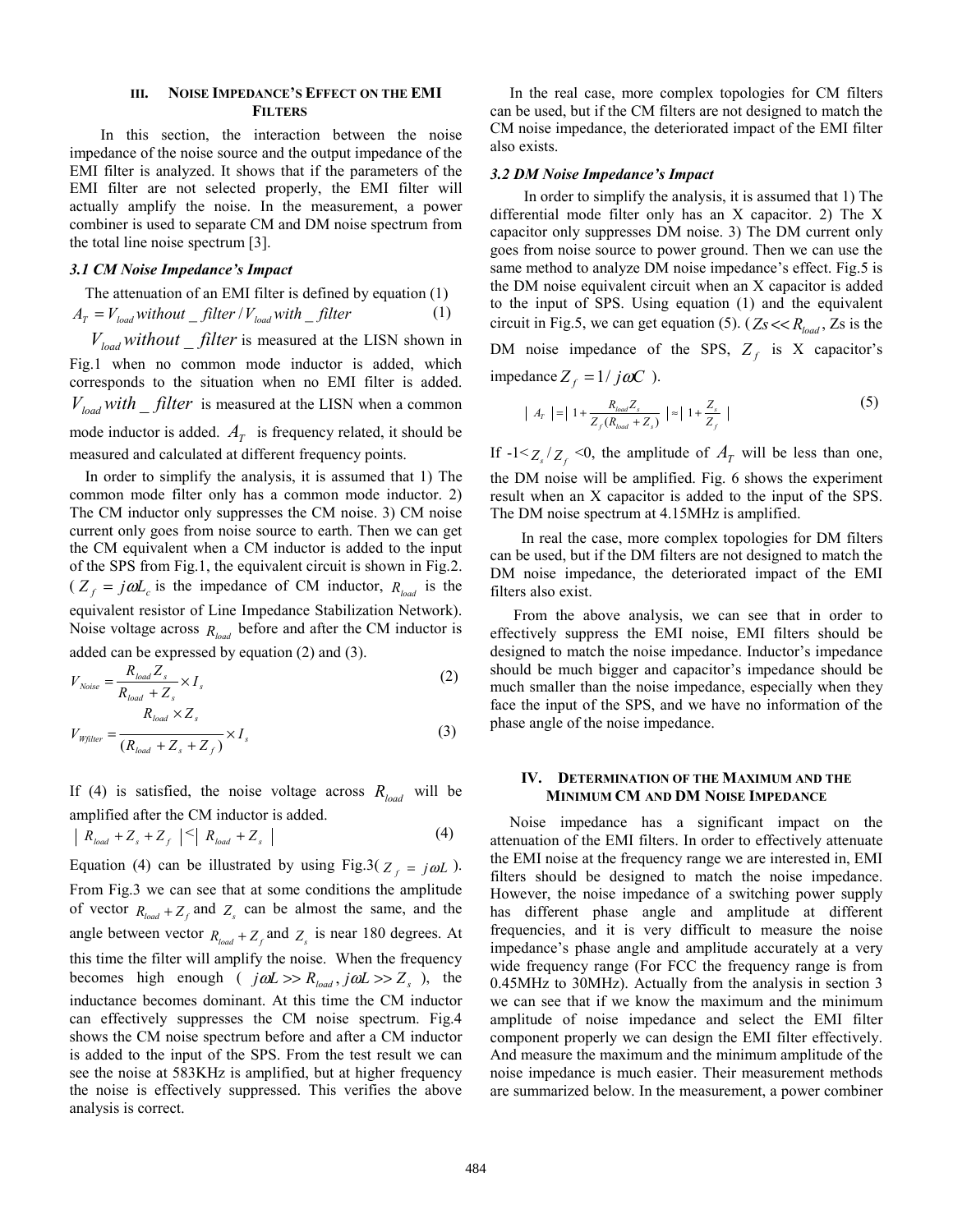## III. NOISE IMPEDANCE'S EFFECT ON THE EMI FILTERS

In this section, the interaction between the noise impedance of the noise source and the output impedance of the EMI filter is analyzed. It shows that if the parameters of the EMI filter are not selected properly, the EMI filter will actually amplify the noise. In the measurement, a power combiner is used to separate CM and DM noise spectrum from the total line noise spectrum [3].

### 3.1 CM Noise Impedance's Impact

The attenuation of an EMI filter is defined by equation (1)

$$A_T = V_{load}\,without\_filter / V_{load}\,with\_filter \tag{1}$$

$V_{load}\,without\_filter$ is measured at the LISN shown in Fig.1 when no common mode inductor is added, which corresponds to the situation when no EMI filter is added. $V_{load}\,with\_filter$ is measured at the LISN when a common mode inductor is added. $A_T$ is frequency related, it should be measured and calculated at different frequency points.

In order to simplify the analysis, it is assumed that 1) The common mode filter only has a common mode inductor. 2) The CM inductor only suppresses the CM noise. 3) CM noise current only goes from noise source to earth. Then we can get the CM equivalent when a CM inductor is added to the input of the SPS from Fig.1, the equivalent circuit is shown in Fig.2. ($Z_f = j\omega L_c$ is the impedance of CM inductor, $R_{load}$ is the equivalent resistor of Line Impedance Stabilization Network). Noise voltage across $R_{load}$ before and after the CM inductor is added can be expressed by equation (2) and (3).

$$V_{Noise} = \frac{R_{load} Z_s}{R_{load} + Z_s} \times I_s \tag{2}$$

$$V_{Wfilter} = \frac{R_{load} \times Z_s}{(R_{load} + Z_s + Z_f)} \times I_s \tag{3}$$

If (4) is satisfied, the noise voltage across $R_{load}$ will be amplified after the CM inductor is added.

$$| R_{load} + Z_s + Z_f | < | R_{load} + Z_s | \tag{4}$$

Equation (4) can be illustrated by using Fig.3($Z_f = j\omega L$). From Fig.3 we can see that at some conditions the amplitude of vector $R_{load} + Z_f$ and $Z_s$ can be almost the same, and the angle between vector $R_{load} + Z_f$ and $Z_s$ is near 180 degrees. At this time the filter will amplify the noise. When the frequency becomes high enough ($j\omega L >> R_{load}, j\omega L >> Z_s$), the inductance becomes dominant. At this time the CM inductor can effectively suppresses the CM noise spectrum. Fig.4 shows the CM noise spectrum before and after a CM inductor is added to the input of the SPS. From the test result we can see the noise at 583KHz is amplified, but at higher frequency the noise is effectively suppressed. This verifies the above analysis is correct.

In the real case, more complex topologies for CM filters can be used, but if the CM filters are not designed to match the CM noise impedance, the deteriorated impact of the EMI filter also exists.

### 3.2 DM Noise Impedance's Impact

In order to simplify the analysis, it is assumed that 1) The differential mode filter only has an X capacitor. 2) The X capacitor only suppresses DM noise. 3) The DM current only goes from noise source to power ground. Then we can use the same method to analyze DM noise impedance's effect. Fig.5 is the DM noise equivalent circuit when an X capacitor is added to the input of SPS. Using equation (1) and the equivalent circuit in Fig.5, we can get equation (5). ($Zs << R_{load}$, Zs is the DM noise impedance of the SPS, $Z_f$ is X capacitor's impedance $Z_f = 1/j\omega C$ ).

$$| A_T | = \left| 1 + \frac{R_{load} Z_s}{Z_f (R_{load} + Z_s)} \right| \approx \left| 1 + \frac{Z_s}{Z_f} \right| \tag{5}$$

If $-1 < Z_s / Z_f < 0$, the amplitude of $A_T$ will be less than one, the DM noise will be amplified. Fig. 6 shows the experiment result when an X capacitor is added to the input of the SPS. The DM noise spectrum at 4.15MHz is amplified.

In real the case, more complex topologies for DM filters can be used, but if the DM filters are not designed to match the DM noise impedance, the deteriorated impact of the EMI filters also exist.

From the above analysis, we can see that in order to effectively suppress the EMI noise, EMI filters should be designed to match the noise impedance. Inductor's impedance should be much bigger and capacitor's impedance should be much smaller than the noise impedance, especially when they face the input of the SPS, and we have no information of the phase angle of the noise impedance.

## IV. DETERMINATION OF THE MAXIMUM AND THE MINIMUM CM AND DM NOISE IMPEDANCE

Noise impedance has a significant impact on the attenuation of the EMI filters. In order to effectively attenuate the EMI noise at the frequency range we are interested in, EMI filters should be designed to match the noise impedance. However, the noise impedance of a switching power supply has different phase angle and amplitude at different frequencies, and it is very difficult to measure the noise impedance's phase angle and amplitude accurately at a very wide frequency range (For FCC the frequency range is from 0.45MHz to 30MHz). Actually from the analysis in section 3 we can see that if we know the maximum and the minimum amplitude of noise impedance and select the EMI filter component properly we can design the EMI filter effectively. And measure the maximum and the minimum amplitude of the noise impedance is much easier. Their measurement methods are summarized below. In the measurement, a power combiner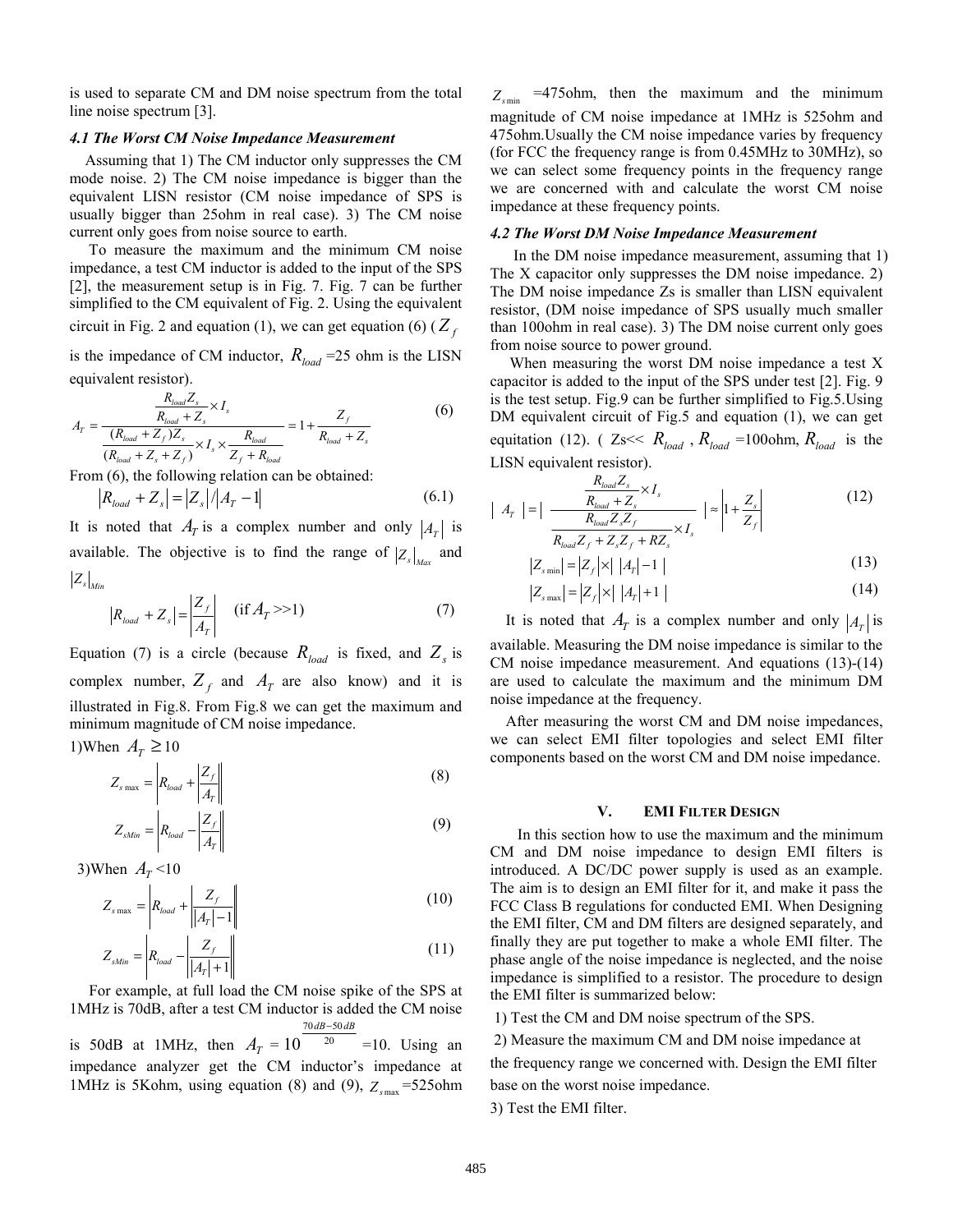is used to separate CM and DM noise spectrum from the total line noise spectrum [3].

### *4.1 The Worst CM Noise Impedance Measurement*

Assuming that 1) The CM inductor only suppresses the CM mode noise. 2) The CM noise impedance is bigger than the equivalent LISN resistor (CM noise impedance of SPS is usually bigger than 25ohm in real case). 3) The CM noise current only goes from noise source to earth.

To measure the maximum and the minimum CM noise impedance, a test CM inductor is added to the input of the SPS [2], the measurement setup is in Fig. 7. Fig. 7 can be further simplified to the CM equivalent of Fig. 2. Using the equivalent circuit in Fig. 2 and equation (1), we can get equation (6) ($Z_f$ is the impedance of CM inductor, $R_{load}$ =25 ohm is the LISN equivalent resistor).

$$A_T = \frac{\dfrac{R_{load} Z_s}{R_{load} + Z_s} \times I_s}{\dfrac{(R_{load} + Z_f) Z_s}{(R_{load} + Z_s + Z_f)} \times I_s \times \dfrac{R_{load}}{Z_f + R_{load}}} = 1 + \frac{Z_f}{R_{load} + Z_s} \tag{6}$$

From (6), the following relation can be obtained:

$$|R_{load} + Z_s| = |Z_s| / |A_T - 1| \tag{6.1}$$

It is noted that $A_T$ is a complex number and only $|A_T|$ is available. The objective is to find the range of $|Z_s|_{Max}$ and $|Z_s|_{Min}$

$$|R_{load} + Z_s| = \left|\frac{Z_f}{A_T}\right| \quad (\text{if } A_T >> 1) \tag{7}$$

Equation (7) is a circle (because $R_{load}$ is fixed, and $Z_s$ is complex number, $Z_f$ and $A_T$ are also know) and it is illustrated in Fig.8. From Fig.8 we can get the maximum and minimum magnitude of CM noise impedance.

1)When $A_T \geq 10$

$$Z_{s\max} = \left| R_{load} + \left|\frac{Z_f}{A_T}\right| \right| \tag{8}$$

$$Z_{sMin} = \left| R_{load} - \left|\frac{Z_f}{A_T}\right| \right| \tag{9}$$

3)When $A_T$ <10

$$Z_{s\max} = \left| R_{load} + \left|\frac{Z_f}{|A_T| - 1}\right| \right| \tag{10}$$

$$Z_{sMin} = \left| R_{load} - \left|\frac{Z_f}{|A_T| + 1}\right| \right| \tag{11}$$

For example, at full load the CM noise spike of the SPS at 1MHz is 70dB, after a test CM inductor is added the CM noise is 50dB at 1MHz, then $A_T = 10^{\frac{70dB - 50dB}{20}}$ =10. Using an impedance analyzer get the CM inductor's impedance at 1MHz is 5Kohm, using equation (8) and (9), $Z_{s\max}$ =525ohm $Z_{s\min}$ =475ohm, then the maximum and the minimum magnitude of CM noise impedance at 1MHz is 525ohm and 475ohm.Usually the CM noise impedance varies by frequency (for FCC the frequency range is from 0.45MHz to 30MHz), so we can select some frequency points in the frequency range we are concerned with and calculate the worst CM noise impedance at these frequency points.

### *4.2 The Worst DM Noise Impedance Measurement*

In the DM noise impedance measurement, assuming that 1) The X capacitor only suppresses the DM noise impedance. 2) The DM noise impedance Zs is smaller than LISN equivalent resistor, (DM noise impedance of SPS usually much smaller than 100ohm in real case). 3) The DM noise current only goes from noise source to power ground.

When measuring the worst DM noise impedance a test X capacitor is added to the input of the SPS under test [2]. Fig. 9 is the test setup. Fig.9 can be further simplified to Fig.5.Using DM equivalent circuit of Fig.5 and equation (1), we can get equitation (12). ( Zs<< $R_{load}$ , $R_{load}$ =100ohm, $R_{load}$ is the LISN equivalent resistor).

$$|A_T| = \left| \frac{\dfrac{R_{load} Z_s}{R_{load} + Z_s} \times I_s}{\dfrac{R_{load} Z_s Z_f}{R_{load} Z_f + Z_s Z_f + R Z_s} \times I_s} \right| \approx \left| 1 + \frac{Z_s}{Z_f} \right| \tag{12}$$

$$|Z_{s\min}| = |Z_f| \times \left| \, |A_T| - 1 \, \right| \tag{13}$$

$$|Z_{s\max}| = |Z_f| \times \left| \, |A_T| + 1 \, \right| \tag{14}$$

It is noted that $A_T$ is a complex number and only $|A_T|$ is available. Measuring the DM noise impedance is similar to the CM noise impedance measurement. And equations (13)-(14) are used to calculate the maximum and the minimum DM noise impedance at the frequency.

After measuring the worst CM and DM noise impedances, we can select EMI filter topologies and select EMI filter components based on the worst CM and DM noise impedance.

## V. EMI FILTER DESIGN

In this section how to use the maximum and the minimum CM and DM noise impedance to design EMI filters is introduced. A DC/DC power supply is used as an example. The aim is to design an EMI filter for it, and make it pass the FCC Class B regulations for conducted EMI. When Designing the EMI filter, CM and DM filters are designed separately, and finally they are put together to make a whole EMI filter. The phase angle of the noise impedance is neglected, and the noise impedance is simplified to a resistor. The procedure to design the EMI filter is summarized below:

1) Test the CM and DM noise spectrum of the SPS.

2) Measure the maximum CM and DM noise impedance at the frequency range we concerned with. Design the EMI filter base on the worst noise impedance.

3) Test the EMI filter.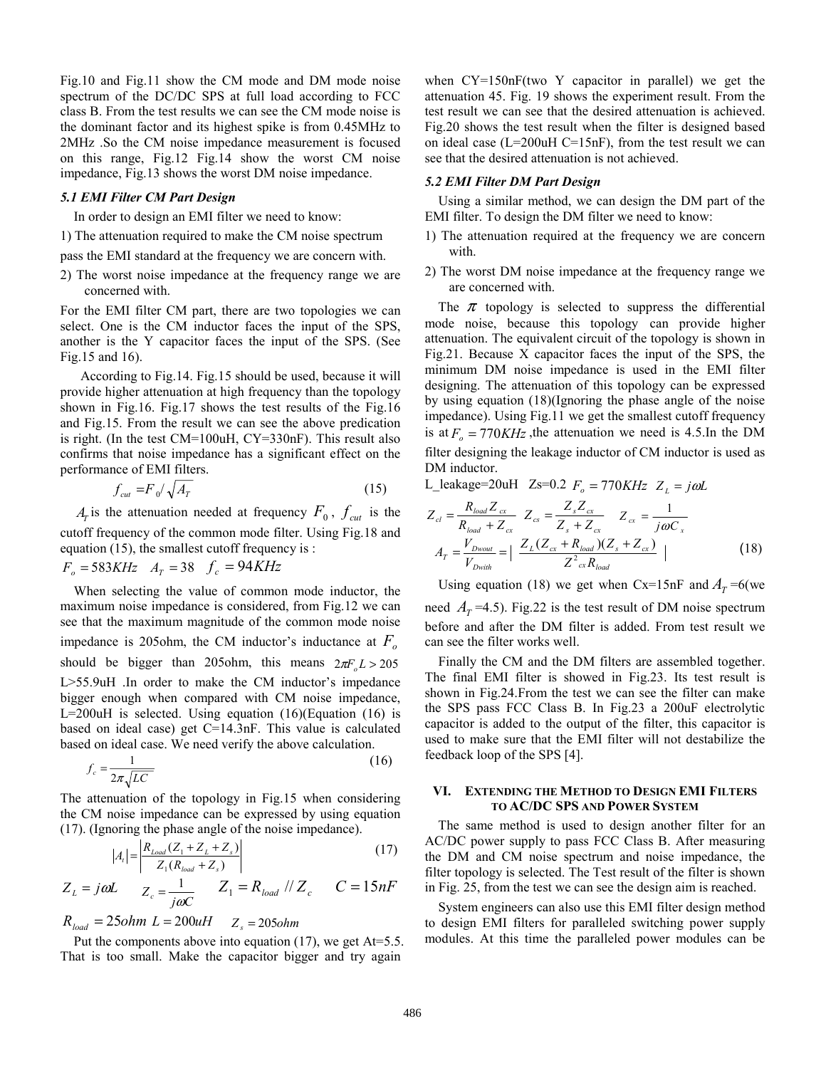Fig.10 and Fig.11 show the CM mode and DM mode noise spectrum of the DC/DC SPS at full load according to FCC class B. From the test results we can see the CM mode noise is the dominant factor and its highest spike is from 0.45MHz to 2MHz .So the CM noise impedance measurement is focused on this range, Fig.12 Fig.14 show the worst CM noise impedance, Fig.13 shows the worst DM noise impedance.

### *5.1 EMI Filter CM Part Design*

In order to design an EMI filter we need to know:

1) The attenuation required to make the CM noise spectrum pass the EMI standard at the frequency we are concern with.

2) The worst noise impedance at the frequency range we are concerned with.

For the EMI filter CM part, there are two topologies we can select. One is the CM inductor faces the input of the SPS, another is the Y capacitor faces the input of the SPS. (See Fig.15 and 16).

According to Fig.14. Fig.15 should be used, because it will provide higher attenuation at high frequency than the topology shown in Fig.16. Fig.17 shows the test results of the Fig.16 and Fig.15. From the result we can see the above predication is right. (In the test CM=100uH, CY=330nF). This result also confirms that noise impedance has a significant effect on the performance of EMI filters.

$$f_{cut} = F_0 / \sqrt{A_T} \tag{15}$$

$A_T$ is the attenuation needed at frequency $F_0$, $f_{cut}$ is the cutoff frequency of the common mode filter. Using Fig.18 and equation (15), the smallest cutoff frequency is :

$F_o = 583KHz \quad A_T = 38 \quad f_c = 94KHz$

When selecting the value of common mode inductor, the maximum noise impedance is considered, from Fig.12 we can see that the maximum magnitude of the common mode noise impedance is 205ohm, the CM inductor's inductance at $F_o$ should be bigger than 205ohm, this means $2\pi F_o L > 205$ L>55.9uH .In order to make the CM inductor's impedance bigger enough when compared with CM noise impedance, L=200uH is selected. Using equation (16)(Equation (16) is based on ideal case) get C=14.3nF. This value is calculated based on ideal case. We need verify the above calculation.

$$f_c = \frac{1}{2\pi\sqrt{LC}} \tag{16}$$

The attenuation of the topology in Fig.15 when considering the CM noise impedance can be expressed by using equation (17). (Ignoring the phase angle of the noise impedance).

$$|A_t| = \left| \frac{R_{Load}(Z_1 + Z_L + Z_s)}{Z_1(R_{load} + Z_s)} \right| \tag{17}$$

$Z_L = j\omega L \quad Z_c = \frac{1}{j\omega C} \quad Z_1 = R_{load} \,//\, Z_c \quad C = 15nF$

$R_{load} = 25ohm \;\; L = 200uH \quad Z_s = 205ohm$

Put the components above into equation (17), we get At=5.5. That is too small. Make the capacitor bigger and try again when CY=150nF(two Y capacitor in parallel) we get the attenuation 45. Fig. 19 shows the experiment result. From the test result we can see that the desired attenuation is achieved. Fig.20 shows the test result when the filter is designed based on ideal case (L=200uH C=15nF), from the test result we can see that the desired attenuation is not achieved.

### *5.2 EMI Filter DM Part Design*

Using a similar method, we can design the DM part of the EMI filter. To design the DM filter we need to know:

1) The attenuation required at the frequency we are concern with.
2) The worst DM noise impedance at the frequency range we are concerned with.

The $\pi$ topology is selected to suppress the differential mode noise, because this topology can provide higher attenuation. The equivalent circuit of the topology is shown in Fig.21. Because X capacitor faces the input of the SPS, the minimum DM noise impedance is used in the EMI filter designing. The attenuation of this topology can be expressed by using equation (18)(Ignoring the phase angle of the noise impedance). Using Fig.11 we get the smallest cutoff frequency is at $F_o = 770KHz$ ,the attenuation we need is 4.5.In the DM filter designing the leakage inductor of CM inductor is used as DM inductor.

L_leakage=20uH Zs=0.2 $F_o = 770KHz \quad Z_L = j\omega L$

$$Z_{cl} = \frac{R_{load} Z_{cx}}{R_{load} + Z_{cx}} \quad Z_{cs} = \frac{Z_s Z_{cx}}{Z_s + Z_{cx}} \quad Z_{cx} = \frac{1}{j\omega C_x}$$

$$A_T = \frac{V_{Dwout}}{V_{Dwith}} = \left| \frac{Z_L (Z_{cx} + R_{load})(Z_s + Z_{cx})}{Z^2_{cx} R_{load}} \right| \tag{18}$$

Using equation (18) we get when Cx=15nF and $A_T$ =6(we need $A_T$ =4.5). Fig.22 is the test result of DM noise spectrum before and after the DM filter is added. From test result we can see the filter works well.

Finally the CM and the DM filters are assembled together. The final EMI filter is showed in Fig.23. Its test result is shown in Fig.24.From the test we can see the filter can make the SPS pass FCC Class B. In Fig.23 a 200uF electrolytic capacitor is added to the output of the filter, this capacitor is used to make sure that the EMI filter will not destabilize the feedback loop of the SPS [4].

## VI. EXTENDING THE METHOD TO DESIGN EMI FILTERS TO AC/DC SPS AND POWER SYSTEM

The same method is used to design another filter for an AC/DC power supply to pass FCC Class B. After measuring the DM and CM noise spectrum and noise impedance, the filter topology is selected. The Test result of the filter is shown in Fig. 25, from the test we can see the design aim is reached.

System engineers can also use this EMI filter design method to design EMI filters for paralleled switching power supply modules. At this time the paralleled power modules can be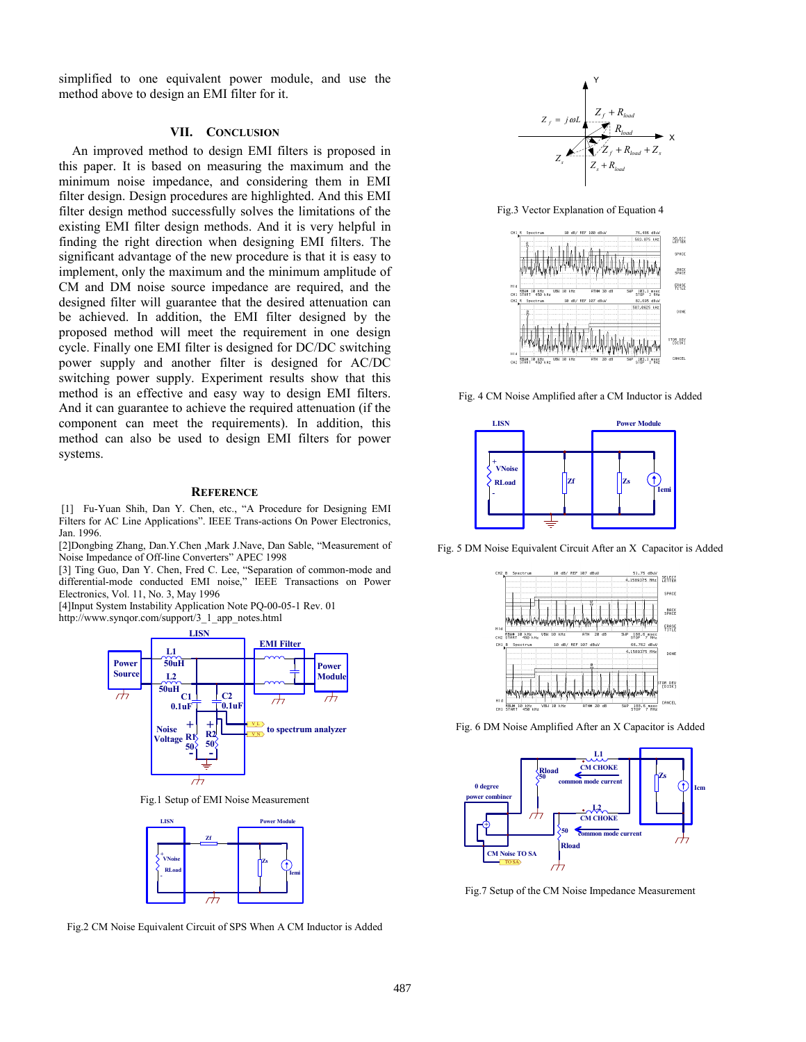simplified to one equivalent power module, and use the method above to design an EMI filter for it.

## VII. Conclusion

An improved method to design EMI filters is proposed in this paper. It is based on measuring the maximum and the minimum noise impedance, and considering them in EMI filter design. Design procedures are highlighted. And this EMI filter design method successfully solves the limitations of the existing EMI filter design methods. And it is very helpful in finding the right direction when designing EMI filters. The significant advantage of the new procedure is that it is easy to implement, only the maximum and the minimum amplitude of CM and DM noise source impedance are required, and the designed filter will guarantee that the desired attenuation can be achieved. In addition, the EMI filter designed by the proposed method will meet the requirement in one design cycle. Finally one EMI filter is designed for DC/DC switching power supply and another filter is designed for AC/DC switching power supply. Experiment results show that this method is an effective and easy way to design EMI filters. And it can guarantee to achieve the required attenuation (if the component can meet the requirements). In addition, this method can also be used to design EMI filters for power systems.

## Reference

[1] Fu-Yuan Shih, Dan Y. Chen, etc., "A Procedure for Designing EMI Filters for AC Line Applications". IEEE Trans-actions On Power Electronics, Jan. 1996.

[2]Dongbing Zhang, Dan.Y.Chen ,Mark J.Nave, Dan Sable, "Measurement of Noise Impedance of Off-line Converters" APEC 1998

[3] Ting Guo, Dan Y. Chen, Fred C. Lee, "Separation of common-mode and differential-mode conducted EMI noise," IEEE Transactions on Power Electronics, Vol. 11, No. 3, May 1996

[4]Input System Instability Application Note PQ-00-05-1 Rev. 01 http://www.synqor.com/support/3_1_app_notes.html

Fig.1 Setup of EMI Noise Measurement

Fig.2 CM Noise Equivalent Circuit of SPS When A CM Inductor is Added

Fig.3 Vector Explanation of Equation 4

Fig. 4 CM Noise Amplified after a CM Inductor is Added

Fig. 5 DM Noise Equivalent Circuit After an X Capacitor is Added

Fig. 6 DM Noise Amplified After an X Capacitor is Added

Fig.7 Setup of the CM Noise Impedance Measurement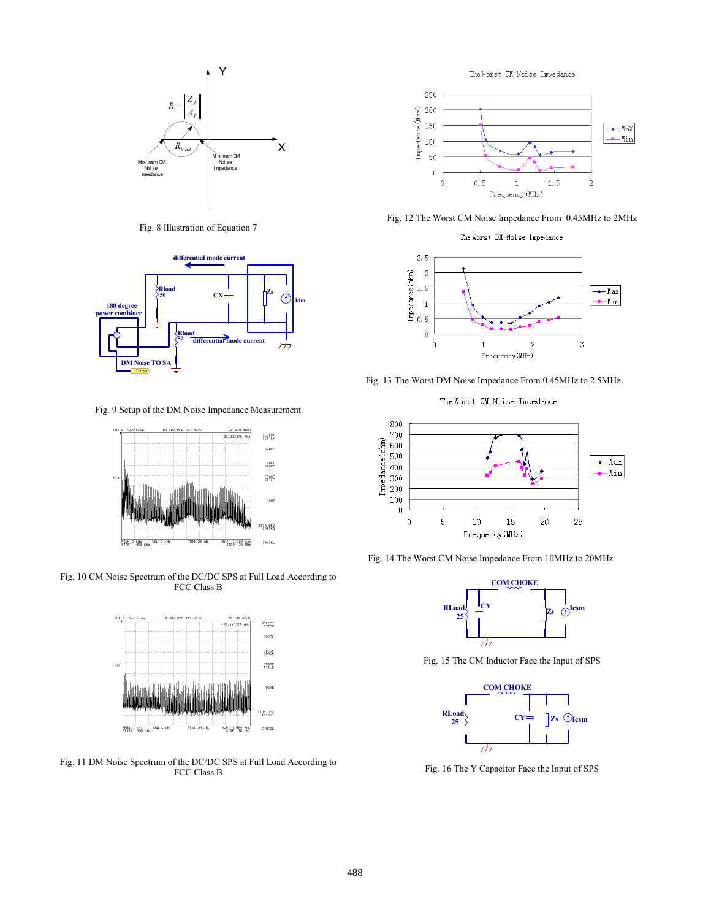Fig. 8 Illustration of Equation 7

Fig. 9 Setup of the DM Noise Impedance Measurement

Fig. 10 CM Noise Spectrum of the DC/DC SPS at Full Load According to FCC Class B

Fig. 11 DM Noise Spectrum of the DC/DC SPS at Full Load According to FCC Class B

Fig. 12 The Worst CM Noise Impedance From 0.45MHz to 2MHz

Fig. 13 The Worst DM Noise Impedance From 0.45MHz to 2.5MHz

Fig. 14 The Worst CM Noise Impedance From 10MHz to 20MHz

Fig. 15 The CM Inductor Face the Input of SPS

Fig. 16 The Y Capacitor Face the Input of SPS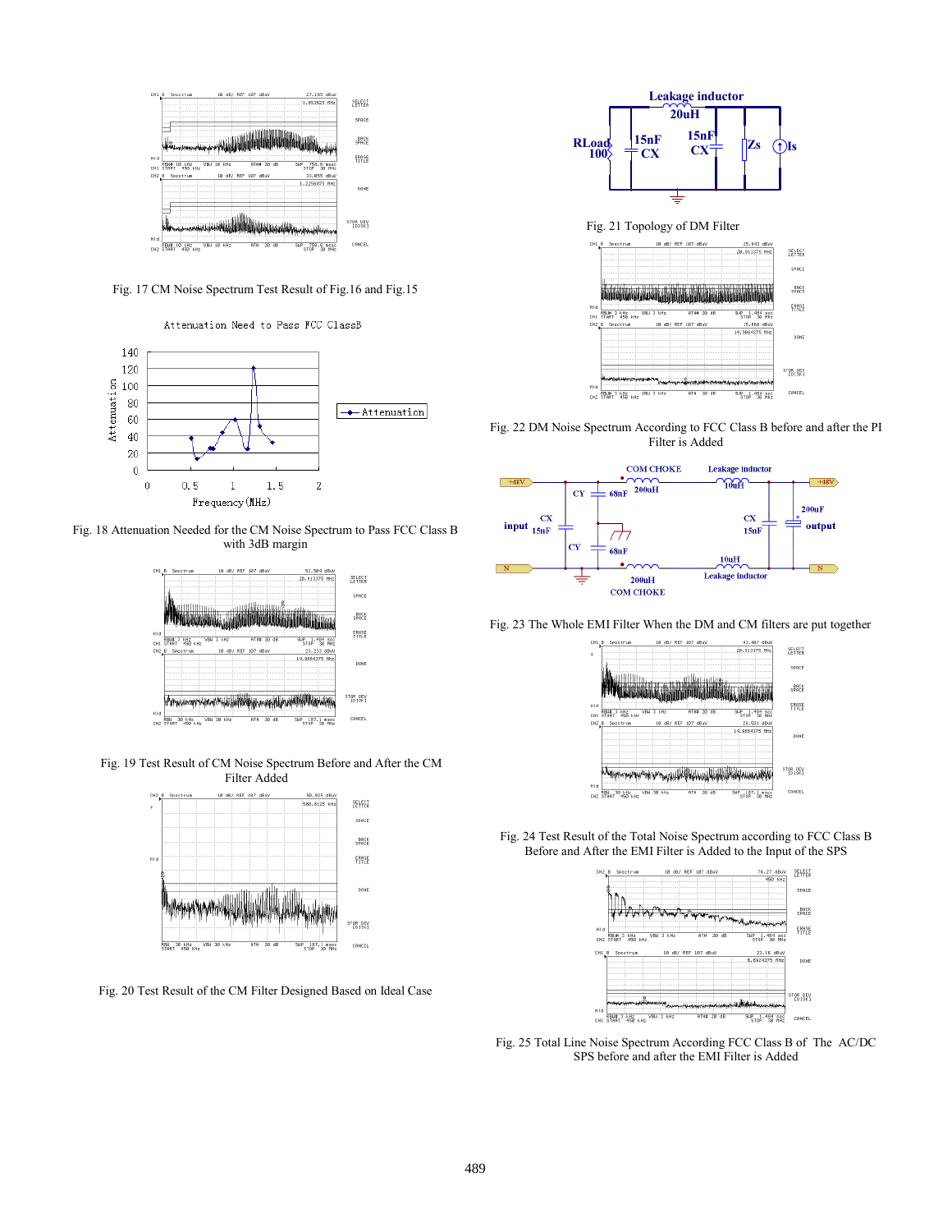Fig. 17 CM Noise Spectrum Test Result of Fig.16 and Fig.15

Attenuation Need to Pass FCC ClassB

140
120
100
80
60
40
20
0

Attenuation

0 0.5 1 1.5 2

Frequency(MHz)

Attenuation

Fig. 18 Attenuation Needed for the CM Noise Spectrum to Pass FCC Class B with 3dB margin

Fig. 19 Test Result of CM Noise Spectrum Before and After the CM Filter Added

Fig. 20 Test Result of the CM Filter Designed Based on Ideal Case

Leakage inductor
20uH
RLoad 100
15nF CX
15nF CX
Zs
Is

Fig. 21 Topology of DM Filter

Fig. 22 DM Noise Spectrum According to FCC Class B before and after the PI Filter is Added

COM CHOKE
Leakage inductor
+48V
CY 68nF
200uH
10uH
+48V
input
CX 15nF
CX 15nF
200uF
output
CY 68nF
N
200uH
10uH
Leakage inductor
COM CHOKE
N

Fig. 23 The Whole EMI Filter When the DM and CM filters are put together

Fig. 24 Test Result of the Total Noise Spectrum according to FCC Class B Before and After the EMI Filter is Added to the Input of the SPS

Fig. 25 Total Line Noise Spectrum According FCC Class B of The AC/DC SPS before and after the EMI Filter is Added